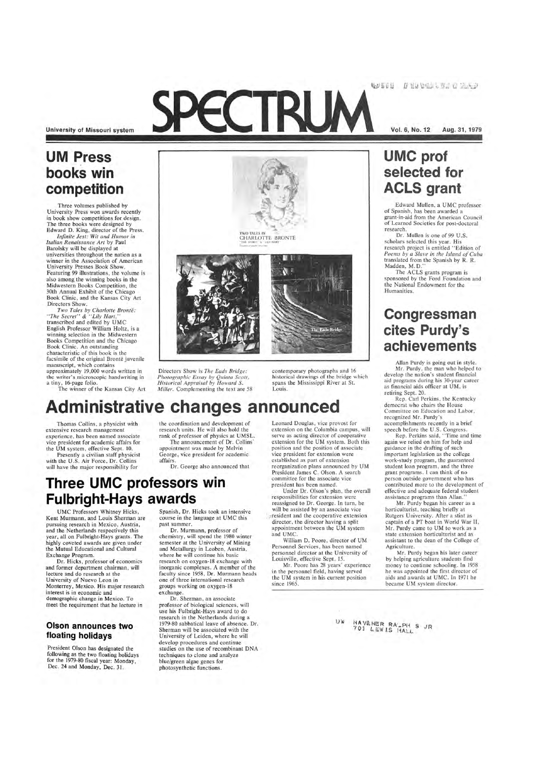University of Missouri system

# SPECTRUM

Vol. 6, No. 12 Aug. 31, 1979

## UM Press books win competition

Three volumes published by University Press won awards recently in book show competitions for design. The three books were designed by Edward D. King, director of the Press.

*Infinite Jest: Wit and Humor in Italian Renaissance Art* by Paul Barolsky will be displayed at universities throughout the nation as a winner in the Association of American University Presses Book Show. Featuring 99 illustrations, the volume is also among the winning books in the Midwestern Books Competition, the 30th Annual Exhibit of the Chicago Book Clinic, and the Kansas City Art Directors Show.

*Two Tales by Charlotte Brontë: "The Secret" & "Lily Hart,"* transcribed and edited by UMC English Professor William Holtz, is a winning selection in the Midwestern Books Competition and the Chicago Book Clinic. An outstanding characteristic of this book is the facsimile of the original Brontë juvenile manuscript, which contains approximately 19,000 words written in the writer's microscopic handwriting in a tiny, 16-page folio.

The winner of the Kansas City Art Directors Show is *The Eads Bridge: Photographic Essay by Quinta Scott, Historical Appraisal by Howard S. Miller*. Complementing the text are 58 contemporary photographs and 16 historical drawings of the bridge which spans the Mississippi River at St. Louis.

## UMC prof selected for ACLS grant

Edward Mullen, a UMC professor of Spanish, has been awarded a grant-in-aid from the American Council of Learned Societies for post-doctoral research.

Dr. Mullen is one of 99 U.S. scholars selected this year. His research project is entitled "Edition of *Poems by a Slave in the Island of Cuba* translated from the Spanish by R. R. Madden, M.D."

The ACLS grants program is sponsored by the Ford Foundation and the National Endowment for the Humanities.

## Congressman cites Purdy's achievements

Allan Purdy is going out in style.

Mr. Purdy, the man who helped to develop the nation's student financial aid programs during his 30-year career as financial aids officer at UM, is retiring Sept. 20.

Rep. Carl Perkins, the Kentucky democrat who chairs the House Committee on Education and Labor, recognized Mr. Purdy's accomplishments recently in a brief speech before the U.S. Congress.

Rep. Perkins said, "Time and time again we relied on him for help and guidance in the drafting of such important legislation as the college work-study program, the guaranteed student loan program, and the three grant programs. I can think of no person outside government who has contributed more to the development of effective and adequate federal student assistance programs than Allan."

Mr. Purdy began his career as a horticulturist, teaching briefly at Rutgers University. After a stint as captain of a PT boat in World War II, Mr. Purdy came to UM to work as a state extension horticulturist and as assistant to the dean of the College of Agriculture.

Mr. Purdy began his later career by helping agriculture students find money to continue schooling. In 1958 he was appointed the first director of aids and awards at UMC. In 1971 he became UM system director.

# Administrative changes announced

Thomas Collins, a physicist with extensive research management experience, has been named associate vice president for academic affairs for the UM system, effective Sept. 10.

Presently a civilian staff physicist with the U.S. Air Force, Dr. Collins will have the major responsibility for the coordination and development of research units. He will also hold the rank of professor of physics at UMSL.

The announcement of Dr. Collins' appointment was made by Melvin George, vice president for academic affairs.

Dr. George also announced that Leonard Douglas, vice provost for extension on the Columbia campus, will serve as acting director of cooperative extension for the UM system. Both this position and the position of associate vice president for extension were established as part of extension reorganization plans announced by UM President James C. Olson. A search committee for the associate vice president has been named.

Under Dr. Olson's plan, the overall responsibilities for extension were reassigned to Dr. George. In turn, he will be assisted by an associate vice president and the cooperative extension director, the director having a split appointment between the UM system and UMC.

William D. Poore, director of UM Personnel Services, has been named personnel director at the University of Louisville, effective Sept. 15.

Mr. Poore has 28 years' experience in the personnel field, having served the UM system in his current position since 1965.

## Three UMC professors win Fulbright-Hays awards

UMC Professors Whitney Hicks, Kent Murmann, and Louis Sherman are pursuing research in Mexico, Austria, and the Netherlands respectively this year, all on Fulbright-Hays grants. The highly coveted awards are given under the Mutual Educational and Cultural Exchange Program.

Dr. Hicks, professor of economics and former department chairman, will lecture and do research at the University of Nuevo Leon in Monterrey, Mexico. His major research interest is in economic and demographic change in Mexico. To meet the requirement that he lecture in Spanish, Dr. Hicks took an intensive course in the language at UMC this past summer.

Dr. Murmann, professor of chemistry, will spend the 1980 winter semester at the University of Mining and Metallurgy in Leoben, Austria, where he will continue his basic research on oxygen-18 exchange with inorganic complexes. A member of the faculty since 1958, Dr. Murmann heads one of three international research groups working on oxygen-18 exchange.

Dr. Sherman, an associate professor of biological sciences, will use his Fulbright-Hays award to do research in the Netherlands during a 1979-80 sabbatical leave of absence. Dr. Sherman will be associated with the University of Leiden, where he will develop procedures and continue studies on the use of recombinant DNA techniques to clone and analyze blue/green algae genes for photosynthetic functions.

### Olson announces two floating holidays

President Olson has designated the following as the two floating holidays for the 1979-80 fiscal year: Monday, Dec. 24 and Monday, Dec. 31.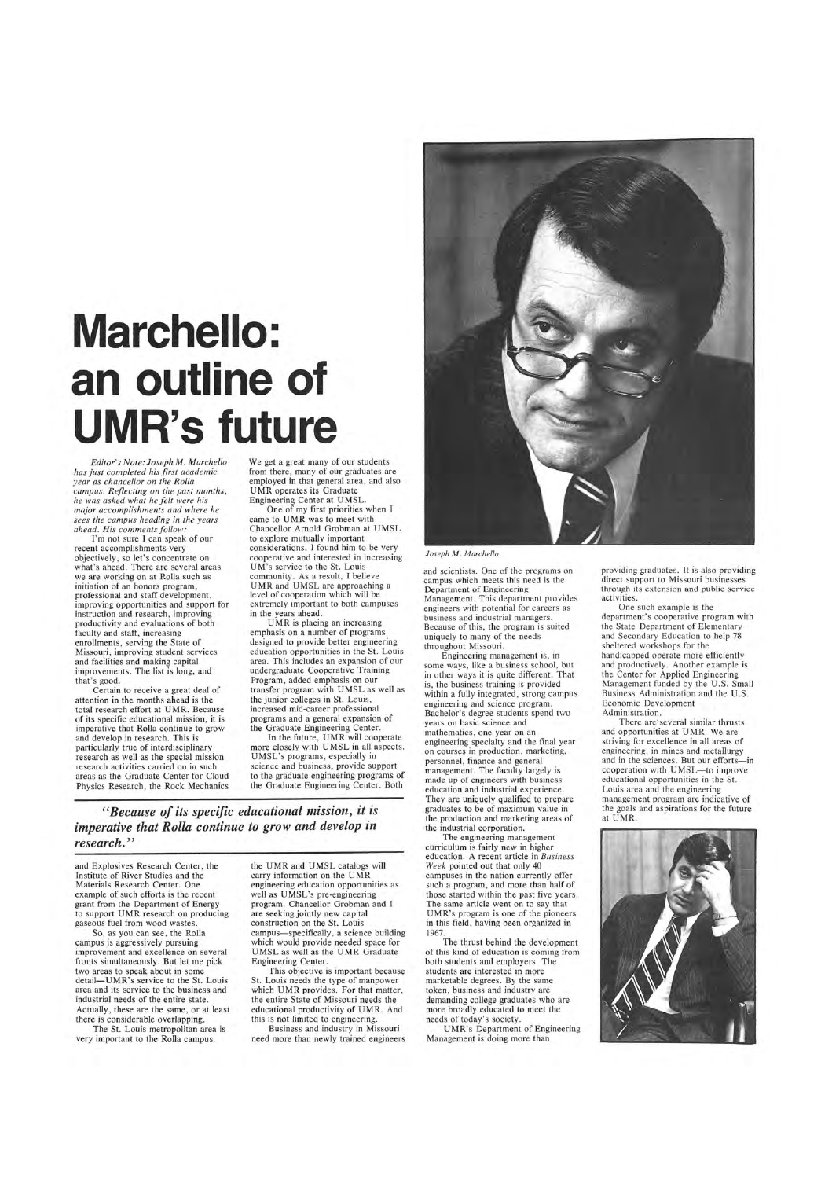# Marchello: an outline of UMR's future

*Editor's Note: Joseph M. Marchello has just completed his first academic year as chancellor on the Rolla campus. Reflecting on the past months, he was asked what he felt were his major accomplishments and where he sees the campus heading in the years ahead. His comments follow:*

I'm not sure I can speak of our recent accomplishments very objectively, so let's concentrate on what's ahead. There are several areas we are working on at Rolla such as initiation of an honors program, professional and staff development, improving opportunities and support for instruction and research, improving productivity and evaluations of both faculty and staff, increasing enrollments, serving the State of Missouri, improving student services and facilities and making capital improvements. The list is long, and that's good.

Certain to receive a great deal of attention in the months ahead is the total research effort at UMR. Because of its specific educational mission, it is imperative that Rolla continue to grow and develop in research. This is particularly true of interdisciplinary research as well as the special mission research activities carried on in such areas as the Graduate Center for Cloud Physics Research, the Rock Mechanics and Explosives Research Center, the Institute of River Studies and the Materials Research Center. One example of such efforts is the recent grant from the Department of Energy to support UMR research on producing gaseous fuel from wood wastes.

So, as you can see, the Rolla campus is aggressively pursuing improvement and excellence on several fronts simultaneously. But let me pick two areas to speak about in some detail—UMR's service to the St. Louis area and its service to the business and industrial needs of the entire state. Actually, these are the same, or at least there is considerable overlapping.

The St. Louis metropolitan area is very important to the Rolla campus. We get a great many of our students from there, many of our graduates are employed in that general area, and also UMR operates its Graduate Engineering Center at UMSL.

One of my first priorities when I came to UMR was to meet with Chancellor Arnold Grobman at UMSL to explore mutually important considerations. I found him to be very cooperative and interested in increasing UM's service to the St. Louis community. As a result, I believe UMR and UMSL are approaching a level of cooperation which will be extremely important to both campuses in the years ahead.

UMR is placing an increasing emphasis on a number of programs designed to provide better engineering education opportunities in the St. Louis area. This includes an expansion of our undergraduate Cooperative Training Program, added emphasis on our transfer program with UMSL as well as the junior colleges in St. Louis, increased mid-career professional programs and a general expansion of the Graduate Engineering Center.

In the future, UMR will cooperate more closely with UMSL in all aspects. UMSL's programs, especially in science and business, provide support to the graduate engineering programs of the Graduate Engineering Center. Both the UMR and UMSL catalogs will carry information on the UMR engineering education opportunities as well as UMSL's pre-engineering program. Chancellor Grobman and I are seeking jointly new capital construction on the St. Louis campus—specifically, a science building which would provide needed space for UMSL as well as the UMR Graduate Engineering Center.

This objective is important because St. Louis needs the type of manpower which UMR provides. For that matter, the entire State of Missouri needs the educational productivity of UMR. And this is not limited to engineering.

> *"Because of its specific educational mission, it is imperative that Rolla continue to grow and develop in research."*

Business and industry in Missouri need more than newly trained engineers and scientists. One of the programs on campus which meets this need is the Department of Engineering Management. This department provides engineers with potential for careers as business and industrial managers. Because of this, the program is suited uniquely to many of the needs throughout Missouri.

Engineering management is, in some ways, like a business school, but in other ways it is quite different. That is, the business training is provided within a fully integrated, strong campus engineering and science program. Bachelor's degree students spend two years on basic science and mathematics, one year on an engineering specialty and the final year on courses in production, marketing, personnel, finance and general management. The faculty largely is made up of engineers with business education and industrial experience. They are uniquely qualified to prepare graduates to be of maximum value in the production and marketing areas of the industrial corporation.

The engineering management curriculum is fairly new in higher education. A recent article in *Business Week* pointed out that only 40 campuses in the nation currently offer such a program, and more than half of those started within the past five years. The same article went on to say that UMR's program is one of the pioneers in this field, having been organized in 1967.

The thrust behind the development of this kind of education is coming from both students and employers. The students are interested in more marketable degrees. By the same token, business and industry are demanding college graduates who are more broadly educated to meet the needs of today's society.

UMR's Department of Engineering Management is doing more than providing graduates. It is also providing direct support to Missouri businesses through its extension and public service activities.

One such example is the department's cooperative program with the State Department of Elementary and Secondary Education to help 78 sheltered workshops for the handicapped operate more efficiently and productively. Another example is the Center for Applied Engineering Management funded by the U.S. Small Business Administration and the U.S. Economic Development Administration.

There are several similar thrusts and opportunities at UMR. We are striving for excellence in all areas of engineering, in mines and metallurgy and in the sciences. But our efforts—in cooperation with UMSL—to improve educational opportunities in the St. Louis area and the engineering management program are indicative of the goals and aspirations for the future at UMR.

*Joseph M. Marchello*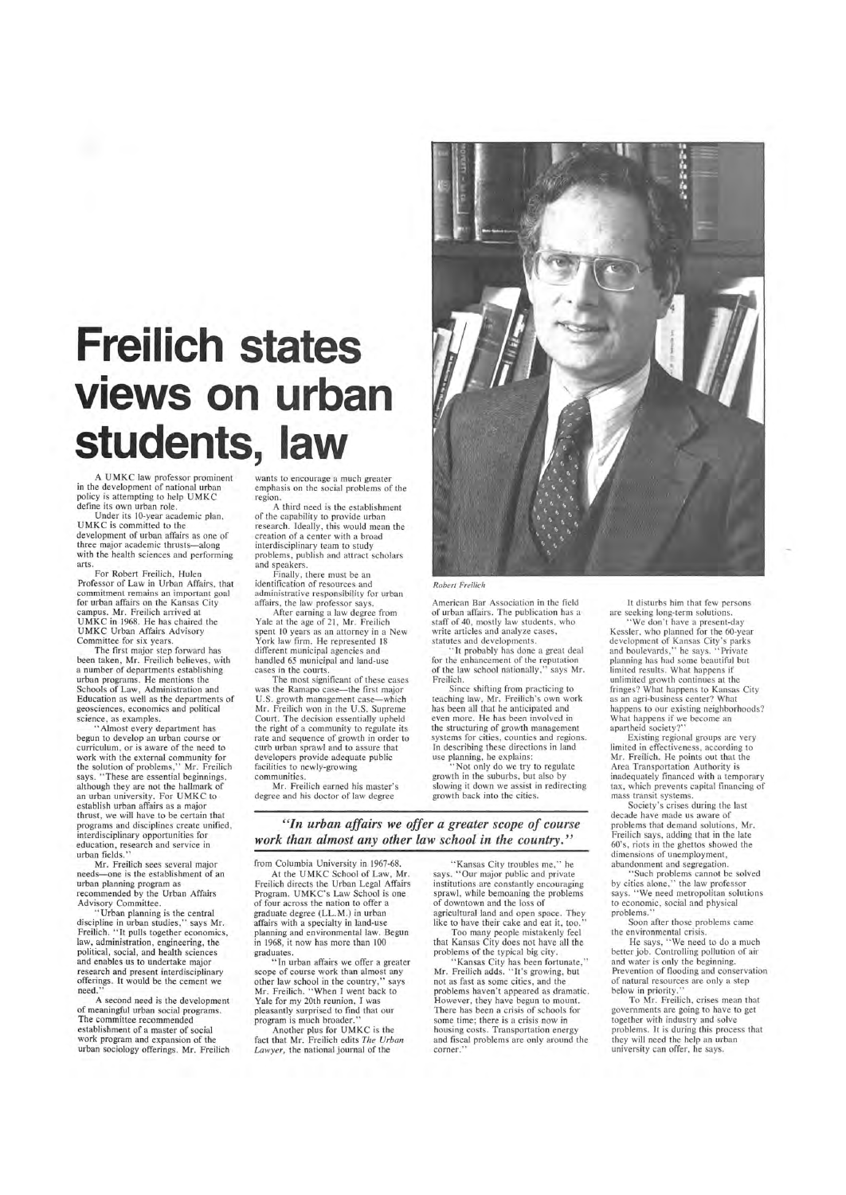# Freilich states views on urban students, law

A UMKC law professor prominent in the development of national urban policy is attempting to help UMKC define its own urban role.

Under its 10-year academic plan, UMKC is committed to the development of urban affairs as one of three major academic thrusts—along with the health sciences and performing arts.

For Robert Freilich, Hulen Professor of Law in Urban Affairs, that commitment remains an important goal for urban affairs on the Kansas City campus. Mr. Freilich arrived at UMKC in 1968. He has chaired the UMKC Urban Affairs Advisory Committee for six years.

The first major step forward has been taken, Mr. Freilich believes, with a number of departments establishing urban programs. He mentions the Schools of Law, Administration and Education as well as the departments of geosciences, economics and political science, as examples.

"Almost every department has begun to develop an urban course or curriculum, or is aware of the need to work with the external community for the solution of problems," Mr. Freilich says. "These are essential beginnings, although they are not the hallmark of an urban university. For UMKC to establish urban affairs as a major thrust, we will have to be certain that programs and disciplines create unified, interdisciplinary opportunities for education, research and service in urban fields."

Mr. Freilich sees several major needs—one is the establishment of an urban planning program as recommended by the Urban Affairs Advisory Committee.

"Urban planning is the central discipline in urban studies," says Mr. Freilich. "It pulls together economics, law, administration, engineering, the political, social, and health sciences and enables us to undertake major research and present interdisciplinary offerings. It would be the cement we need."

A second need is the development of meaningful urban social programs. The committee recommended establishment of a master of social work program and expansion of the urban sociology offerings. Mr. Freilich wants to encourage a much greater emphasis on the social problems of the region.

A third need is the establishment of the capability to provide urban research. Ideally, this would mean the creation of a center with a broad interdisciplinary team to study problems, publish and attract scholars and speakers.

Finally, there must be an identification of resources and administrative responsibility for urban affairs, the law professor says.

After earning a law degree from Yale at the age of 21, Mr. Freilich spent 10 years as an attorney in a New York law firm. He represented 18 different municipal agencies and handled 65 municipal and land-use cases in the courts.

The most significant of these cases was the Ramapo case—the first major U.S. growth management case—which Mr. Freilich won in the U.S. Supreme Court. The decision essentially upheld the right of a community to regulate its rate and sequence of growth in order to curb urban sprawl and to assure that developers provide adequate public facilities to newly-growing communities.

Mr. Freilich earned his master's degree and his doctor of law degree from Columbia University in 1967-68.

At the UMKC School of Law, Mr. Freilich directs the Urban Legal Affairs Program. UMKC's Law School is one of four across the nation to offer a graduate degree (LL.M.) in urban affairs with a specialty in land-use planning and environmental law. Begun in 1968, it now has more than 100 graduates.

"In urban affairs we offer a greater scope of course work than almost any other law school in the country," says Mr. Freilich. "When I went back to Yale for my 20th reunion, I was pleasantly surprised to find that our program is much broader."

Another plus for UMKC is the fact that Mr. Freilich edits *The Urban Lawyer*, the national journal of the American Bar Association in the field of urban affairs. The publication has a staff of 40, mostly law students, who write articles and analyze cases, statutes and developments.

"It probably has done a great deal for the enhancement of the reputation of the law school nationally," says Mr. Freilich.

Since shifting from practicing to teaching law, Mr. Freilich's own work has been all that he anticipated and even more. He has been involved in the structuring of growth management systems for cities, counties and regions. In describing these directions in land use planning, he explains:

"Not only do we try to regulate growth in the suburbs, but also by slowing it down we assist in redirecting growth back into the cities.

*Robert Freilich*

***"In urban affairs we offer a greater scope of course work than almost any other law school in the country."***

"Kansas City troubles me," he says. "Our major public and private institutions are constantly encouraging sprawl, while bemoaning the problems of downtown and the loss of agricultural land and open space. They like to have their cake and eat it, too."

Too many people mistakenly feel that Kansas City does not have all the problems of the typical big city.

"Kansas City has been fortunate," Mr. Freilich adds. "It's growing, but not as fast as some cities, and the problems haven't appeared as dramatic. However, they have begun to mount. There has been a crisis of schools for some time; there is a crisis now in housing costs. Transportation energy and fiscal problems are only around the corner."

It disturbs him that few persons are seeking long-term solutions.

"We don't have a present-day Kessler, who planned for the 60-year development of Kansas City's parks and boulevards," he says. "Private planning has had some beautiful but limited results. What happens if unlimited growth continues at the fringes? What happens to Kansas City as an agri-business center? What happens to our existing neighborhoods? What happens if we become an apartheid society?"

Existing regional groups are very limited in effectiveness, according to Mr. Freilich. He points out that the Area Transportation Authority is inadequately financed with a temporary tax, which prevents capital financing of mass transit systems.

Society's crises during the last decade have made us aware of problems that demand solutions, Mr. Freilich says, adding that in the late 60's, riots in the ghettos showed the dimensions of unemployment, abandonment and segregation.

"Such problems cannot be solved by cities alone," the law professor says. "We need metropolitan solutions to economic, social and physical problems."

Soon after those problems came the environmental crisis.

He says, "We need to do a much better job. Controlling pollution of air and water is only the beginning. Prevention of flooding and conservation of natural resources are only a step below in priority."

To Mr. Freilich, crises mean that governments are going to have to get together with industry and solve problems. It is during this process that they will need the help an urban university can offer, he says.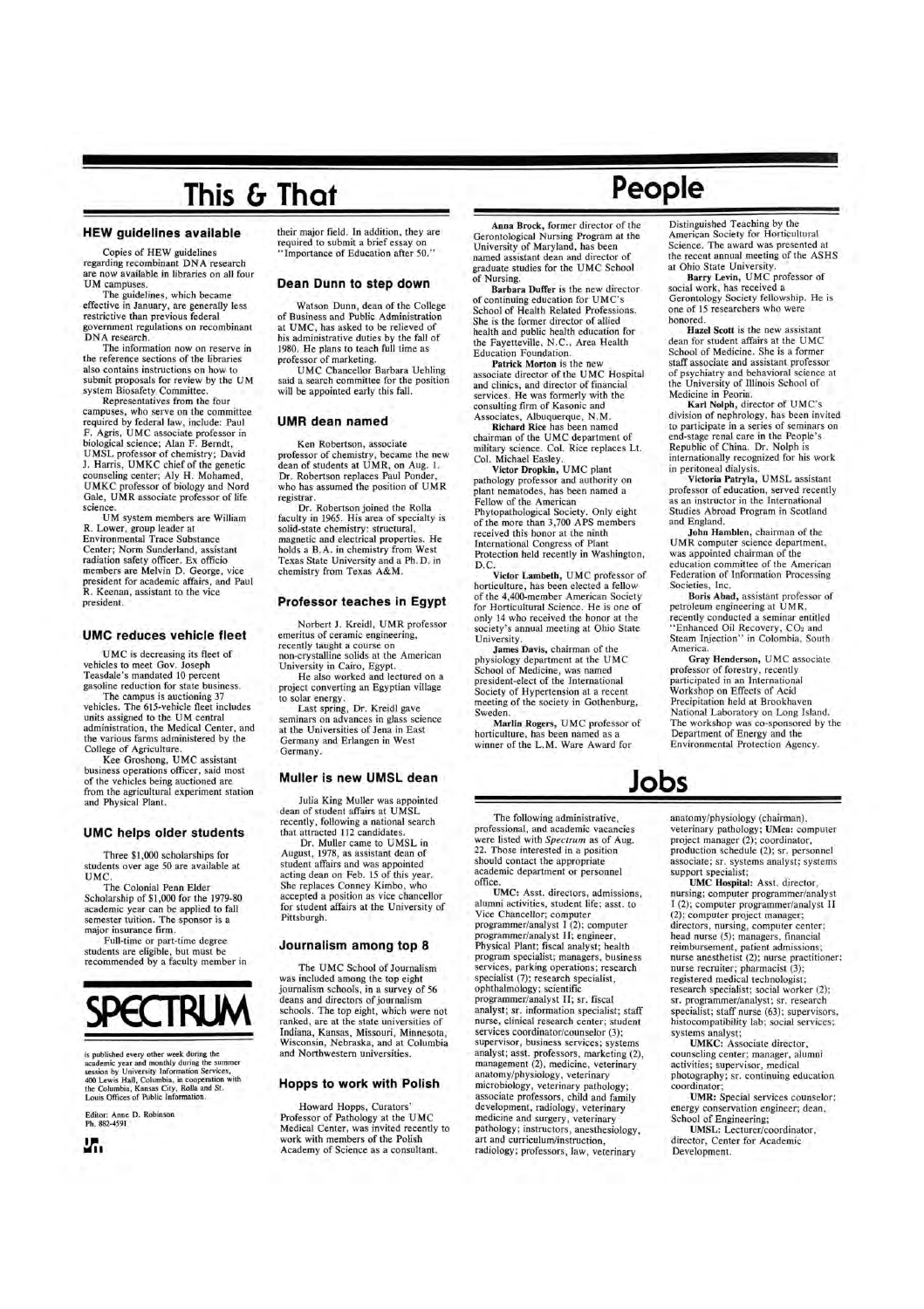# This & That

## HEW guidelines available

Copies of HEW guidelines regarding recombinant DNA research are now available in libraries on all four UM campuses.

The guidelines, which became effective in January, are generally less restrictive than previous federal government regulations on recombinant DNA research.

The information now on reserve in the reference sections of the libraries also contains instructions on how to submit proposals for review by the UM system Biosafety Committee.

Representatives from the four campuses, who serve on the committee required by federal law, include: Paul F. Agris, UMC associate professor in biological science; Alan F. Berndt, UMSL professor of chemistry; David J. Harris, UMKC chief of the genetic counseling center; Aly H. Mohamed, UMKC professor of biology and Nord Gale, UMR associate professor of life science.

UM system members are William R. Lower, group leader at Environmental Trace Substance Center; Norm Sunderland, assistant radiation safety officer. Ex officio members are Melvin D. George, vice president for academic affairs, and Paul R. Keenan, assistant to the vice president.

## UMC reduces vehicle fleet

UMC is decreasing its fleet of vehicles to meet Gov. Joseph Teasdale's mandated 10 percent gasoline reduction for state business.

The campus is auctioning 37 vehicles. The 615-vehicle fleet includes units assigned to the UM central administration, the Medical Center, and the various farms administered by the College of Agriculture.

Kee Groshong, UMC assistant business operations officer, said most of the vehicles being auctioned are from the agricultural experiment station and Physical Plant.

## UMC helps older students

Three $1,000 scholarships for students over age 50 are available at UMC.

The Colonial Penn Elder Scholarship of $1,000 for the 1979-80 academic year can be applied to fall semester tuition. The sponsor is a major insurance firm.

Full-time or part-time degree students are eligible, but must be recommended by a faculty member in their major field. In addition, they are required to submit a brief essay on "Importance of Education after 50."

## Dean Dunn to step down

Watson Dunn, dean of the College of Business and Public Administration at UMC, has asked to be relieved of his administrative duties by the fall of 1980. He plans to teach full time as professor of marketing.

UMC Chancellor Barbara Uehling said a search committee for the position will be appointed early this fall.

## UMR dean named

Ken Robertson, associate professor of chemistry, became the new dean of students at UMR, on Aug. 1. Dr. Robertson replaces Paul Ponder, who has assumed the position of UMR registrar.

Dr. Robertson joined the Rolla faculty in 1965. His area of specialty is solid-state chemistry: structural, magnetic and electrical properties. He holds a B.A. in chemistry from West Texas State University and a Ph.D. in chemistry from Texas A&M.

## Professor teaches in Egypt

Norbert J. Kreidl, UMR professor emeritus of ceramic engineering, recently taught a course on non-crystalline solids at the American University in Cairo, Egypt.

He also worked and lectured on a project converting an Egyptian village to solar energy.

Last spring, Dr. Kreidl gave seminars on advances in glass science at the Universities of Jena in East Germany and Erlangen in West Germany.

## Muller is new UMSL dean

Julia King Muller was appointed dean of student affairs at UMSL recently, following a national search that attracted 112 candidates.

Dr. Muller came to UMSL in August, 1978, as assistant dean of student affairs and was appointed acting dean on Feb. 15 of this year. She replaces Conney Kimbo, who accepted a position as vice chancellor for student affairs at the University of Pittsburgh.

## Journalism among top 8

The UMC School of Journalism was included among the top eight journalism schools, in a survey of 56 deans and directors of journalism schools. The top eight, which were not ranked, are at the state universities of Indiana, Kansas, Missouri, Minnesota, Wisconsin, Nebraska, and at Columbia and Northwestern universities.

## Hopps to work with Polish

Howard Hopps, Curators' Professor of Pathology at the UMC Medical Center, was invited recently to work with members of the Polish Academy of Science as a consultant.

# SPECTRUM

is published every other week during the academic year and monthly during the summer session by University Information Services, 400 Lewis Hall, Columbia, in cooperation with the Columbia, Kansas City, Rolla and St. Louis Offices of Public Information.

Editor: Anne D. Robinson
Ph. 882-4591

# People

**Anna Brock,** former director of the Gerontological Nursing Program at the University of Maryland, has been named assistant dean and director of graduate studies for the UMC School of Nursing.

**Barbara Duffer** is the new director of continuing education for UMC's School of Health Related Professions. She is the former director of allied health and public health education for the Fayetteville, N.C., Area Health Education Foundation.

**Patrick Morton** is the new associate director of the UMC Hospital and clinics, and director of financial services. He was formerly with the consulting firm of Kasonic and Associates, Albuquerque, N.M.

**Richard Rice** has been named chairman of the UMC department of military science. Col. Rice replaces Lt. Col. Michael Easley.

**Victor Dropkin,** UMC plant pathology professor and authority on plant nematodes, has been named a Fellow of the American Phytopathological Society. Only eight of the more than 3,700 APS members received this honor at the ninth International Congress of Plant Protection held recently in Washington, D.C.

**Victor Lambeth,** UMC professor of horticulture, has been elected a fellow of the 4,400-member American Society for Horticultural Science. He is one of only 14 who received the honor at the society's annual meeting at Ohio State University.

**James Davis,** chairman of the physiology department at the UMC School of Medicine, was named president-elect of the International Society of Hypertension at a recent meeting of the society in Gothenburg, Sweden.

**Marlin Rogers,** UMC professor of horticulture, has been named as a winner of the L.M. Ware Award for Distinguished Teaching by the American Society for Horticultural Science. The award was presented at the recent annual meeting of the ASHS at Ohio State University.

**Barry Levin,** UMC professor of social work, has received a Gerontology Society fellowship. He is one of 15 researchers who were honored.

**Hazel Scott** is the new assistant dean for student affairs at the UMC School of Medicine. She is a former staff associate and assistant professor of psychiatry and behavioral science at the University of Illinois School of Medicine in Peoria.

**Karl Nolph,** director of UMC's division of nephrology, has been invited to participate in a series of seminars on end-stage renal care in the People's Republic of China. Dr. Nolph is internationally recognized for his work in peritoneal dialysis.

**Victoria Patryla,** UMSL assistant professor of education, served recently as an instructor in the International Studies Abroad Program in Scotland and England.

**John Hamblen,** chairman of the UMR computer science department, was appointed chairman of the education committee of the American Federation of Information Processing Societies, Inc.

**Boris Abad,** assistant professor of petroleum engineering at UMR, recently conducted a seminar entitled "Enhanced Oil Recovery, $CO_2$ and Steam Injection" in Colombia, South America.

**Gray Henderson,** UMC associate professor of forestry, recently participated in an International Workshop on Effects of Acid Precipitation held at Brookhaven National Laboratory on Long Island. The workshop was co-sponsored by the Department of Energy and the Environmental Protection Agency.

# Jobs

The following administrative, professional, and academic vacancies were listed with *Spectrum* as of Aug. 22. Those interested in a position should contact the appropriate academic department or personnel office.

**UMC:** Asst. directors, admissions, alumni activities, student life; asst. to Vice Chancellor; computer programmer/analyst I (2); computer programmer/analyst II; engineer, Physical Plant; fiscal analyst; health program specialist; managers, business services, parking operations; research specialist (7); research specialist, ophthalmology; scientific programmer/analyst II; sr. fiscal analyst; sr. information specialist; staff nurse, clinical research center; student services coordinator/counselor (3); supervisor, business services; systems analyst; asst. professors, marketing (2), management (2), medicine, veterinary anatomy/physiology, veterinary microbiology, veterinary pathology; associate professors, child and family development, radiology, veterinary medicine and surgery, veterinary pathology; instructors, anesthesiology, art and curriculum/instruction, radiology; professors, law, veterinary anatomy/physiology (chairman), veterinary pathology; **UMca:** computer project manager (2); coordinator, production schedule (2); sr. personnel associate; sr. systems analyst; systems support specialist;

**UMC Hospital:** Asst. director, nursing; computer programmer/analyst I (2); computer programmer/analyst II (2); computer project manager; directors, nursing, computer center; head nurse (5); managers, financial reimbursement, patient admissions; nurse anesthetist (2); nurse practitioner; nurse recruiter; pharmacist (3); registered medical technologist; research specialist; social worker (2); sr. programmer/analyst; sr. research specialist; staff nurse (63); supervisors, histocompatibility lab; social services; systems analyst;

**UMKC:** Associate director, counseling center; manager, alumni activities; supervisor, medical photography; sr. continuing education coordinator;

**UMR:** Special services counselor; energy conservation engineer; dean, School of Engineering;

**UMSL:** Lecturer/coordinator, director, Center for Academic Development.